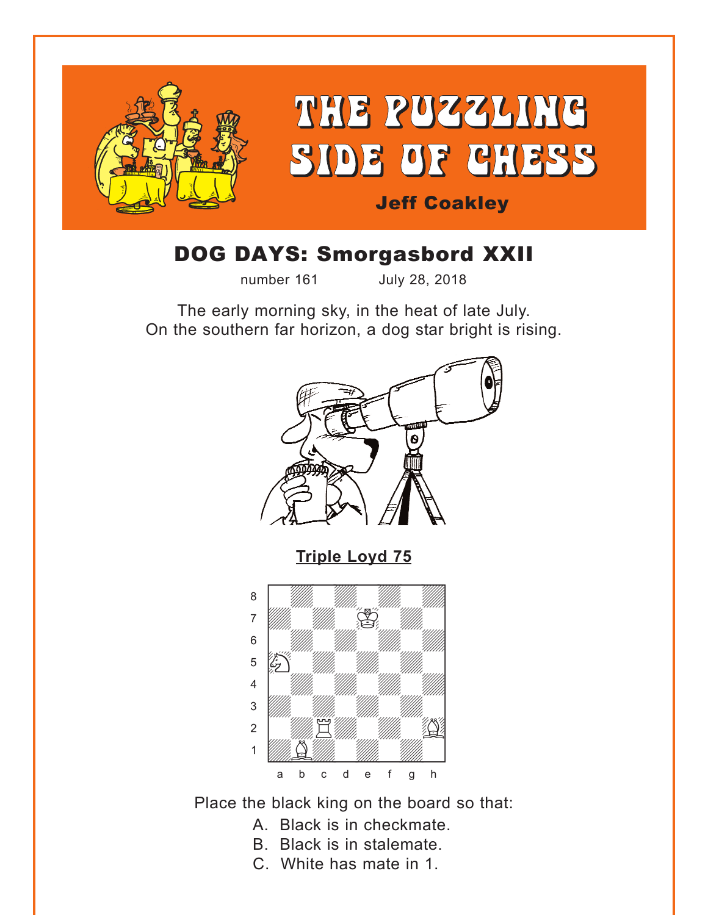# THE PUZZLING SIDE OF CHESS

**Jeff Coakley**

## DOG DAYS: Smorgasbord XXII

number 161 July 28, 2018

The early morning sky, in the heat of late July.
On the southern far horizon, a dog star bright is rising.

**Triple Loyd 75**

Place the black king on the board so that:

A. Black is in checkmate.
B. Black is in stalemate.
C. White has mate in 1.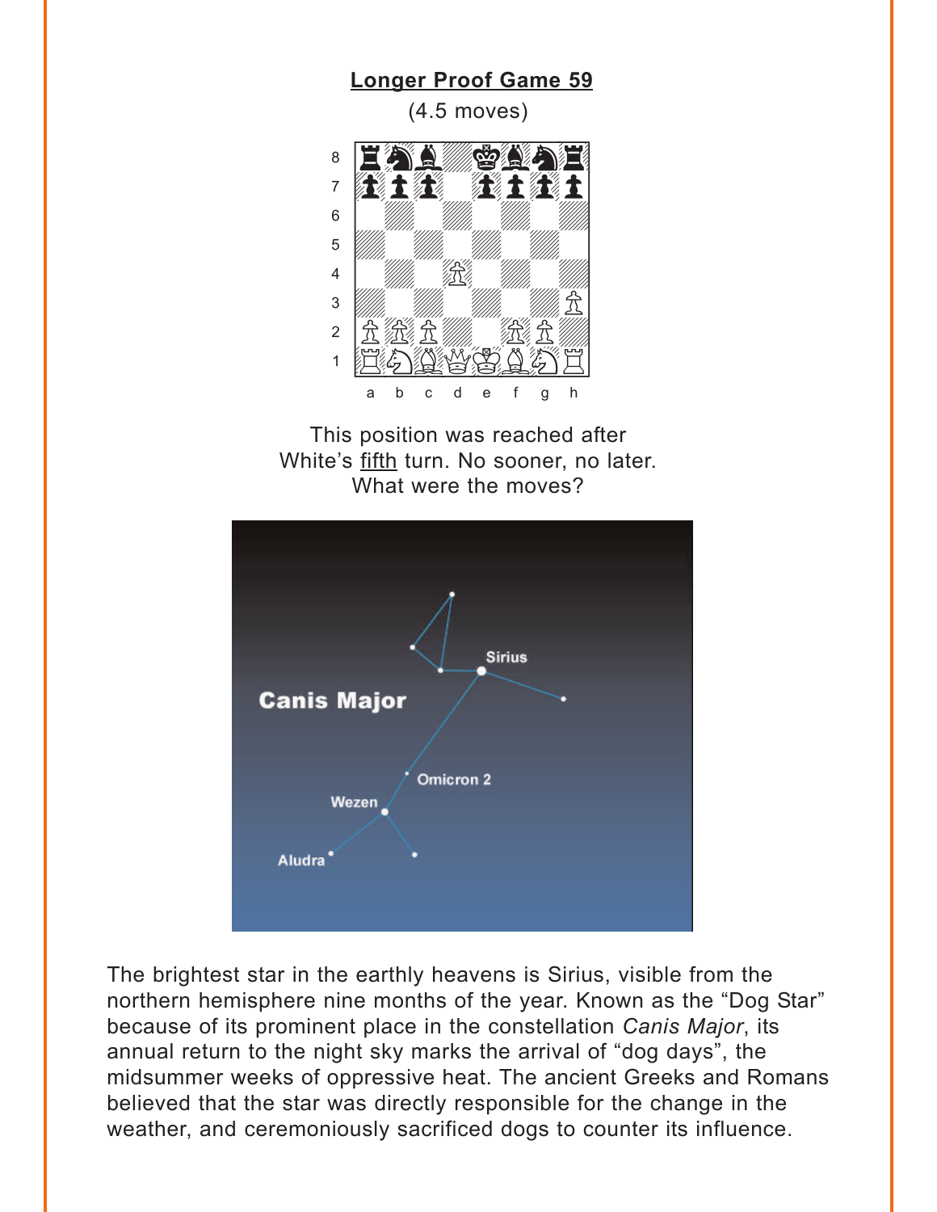## Longer Proof Game 59

(4.5 moves)

This position was reached after White's fifth turn. No sooner, no later. What were the moves?

The brightest star in the earthly heavens is Sirius, visible from the northern hemisphere nine months of the year. Known as the "Dog Star" because of its prominent place in the constellation *Canis Major*, its annual return to the night sky marks the arrival of "dog days", the midsummer weeks of oppressive heat. The ancient Greeks and Romans believed that the star was directly responsible for the change in the weather, and ceremoniously sacrificed dogs to counter its influence.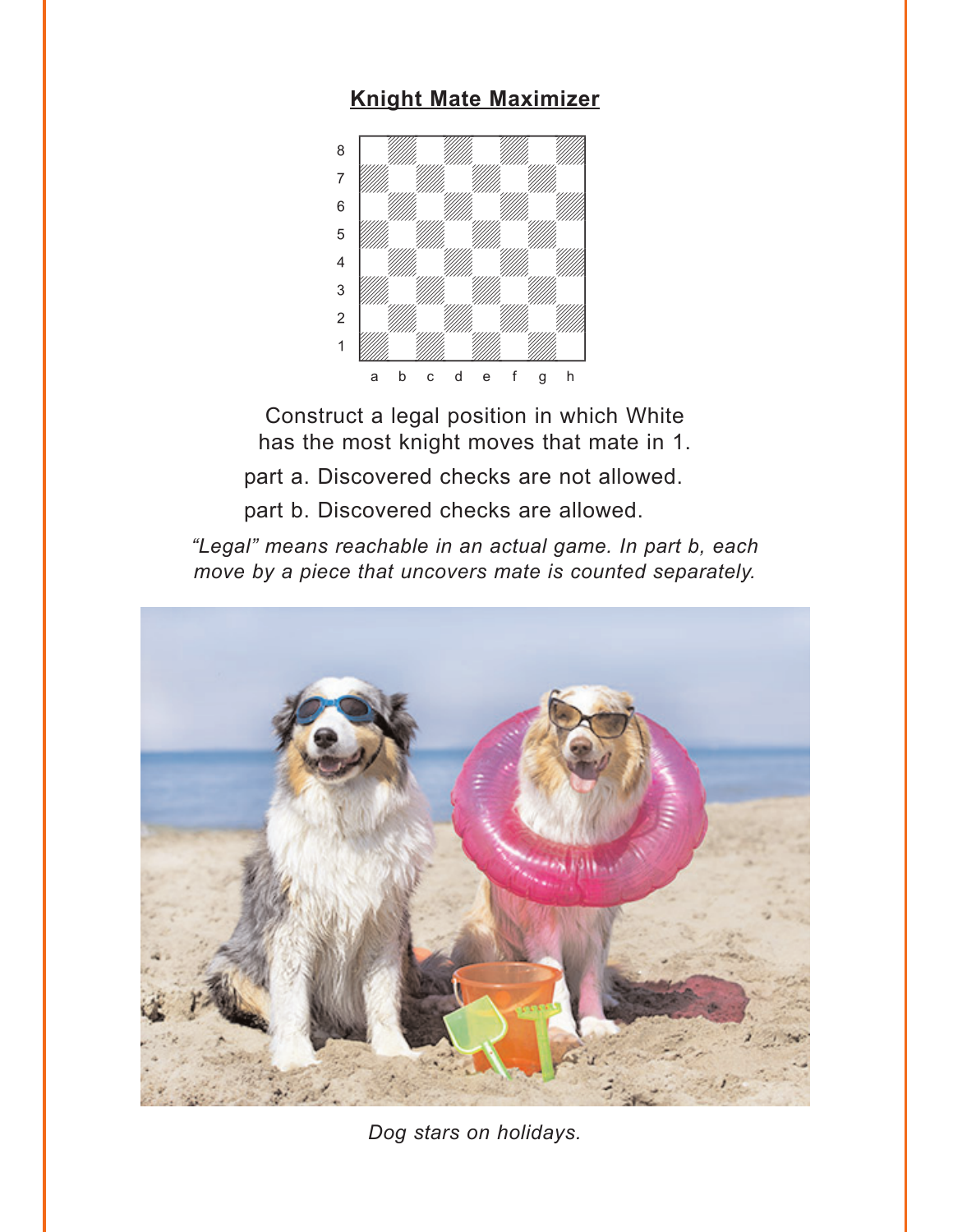## Knight Mate Maximizer

Construct a legal position in which White has the most knight moves that mate in 1.

part a. Discovered checks are not allowed.

part b. Discovered checks are allowed.

*“Legal” means reachable in an actual game. In part b, each move by a piece that uncovers mate is counted separately.*

*Dog stars on holidays.*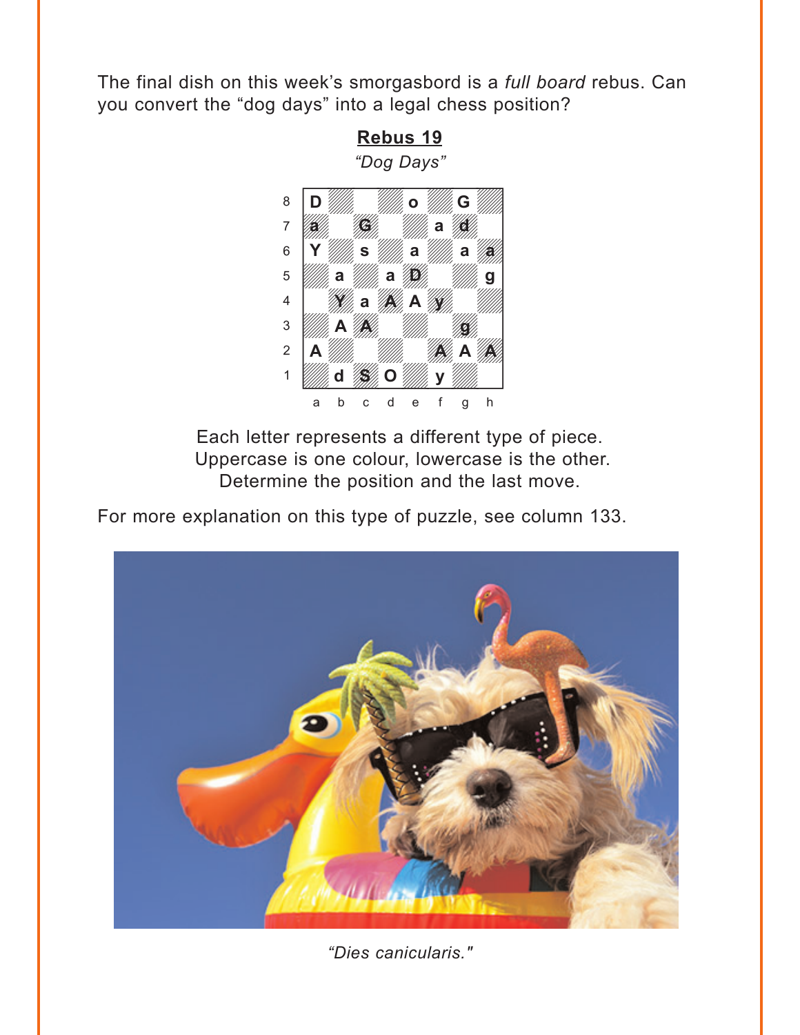The final dish on this week's smorgasbord is a *full board* rebus. Can you convert the "dog days" into a legal chess position?

**Rebus 19**

*"Dog Days"*

| | a | b | c | d | e | f | g | h |
|---|---|---|---|---|---|---|---|---|
| 8 | D | | | | o | | G | |
| 7 | a | | G | | | a | d | |
| 6 | Y | | s | | a | | a | a |
| 5 | | a | | a | D | | | g |
| 4 | | Y | a | A | A | y | | |
| 3 | | A | A | | | | g | |
| 2 | A | | | | | A | A | A |
| 1 | | d | S | O | | y | | |

Each letter represents a different type of piece.
Uppercase is one colour, lowercase is the other.
Determine the position and the last move.

For more explanation on this type of puzzle, see column 133.

*"Dies canicularis."*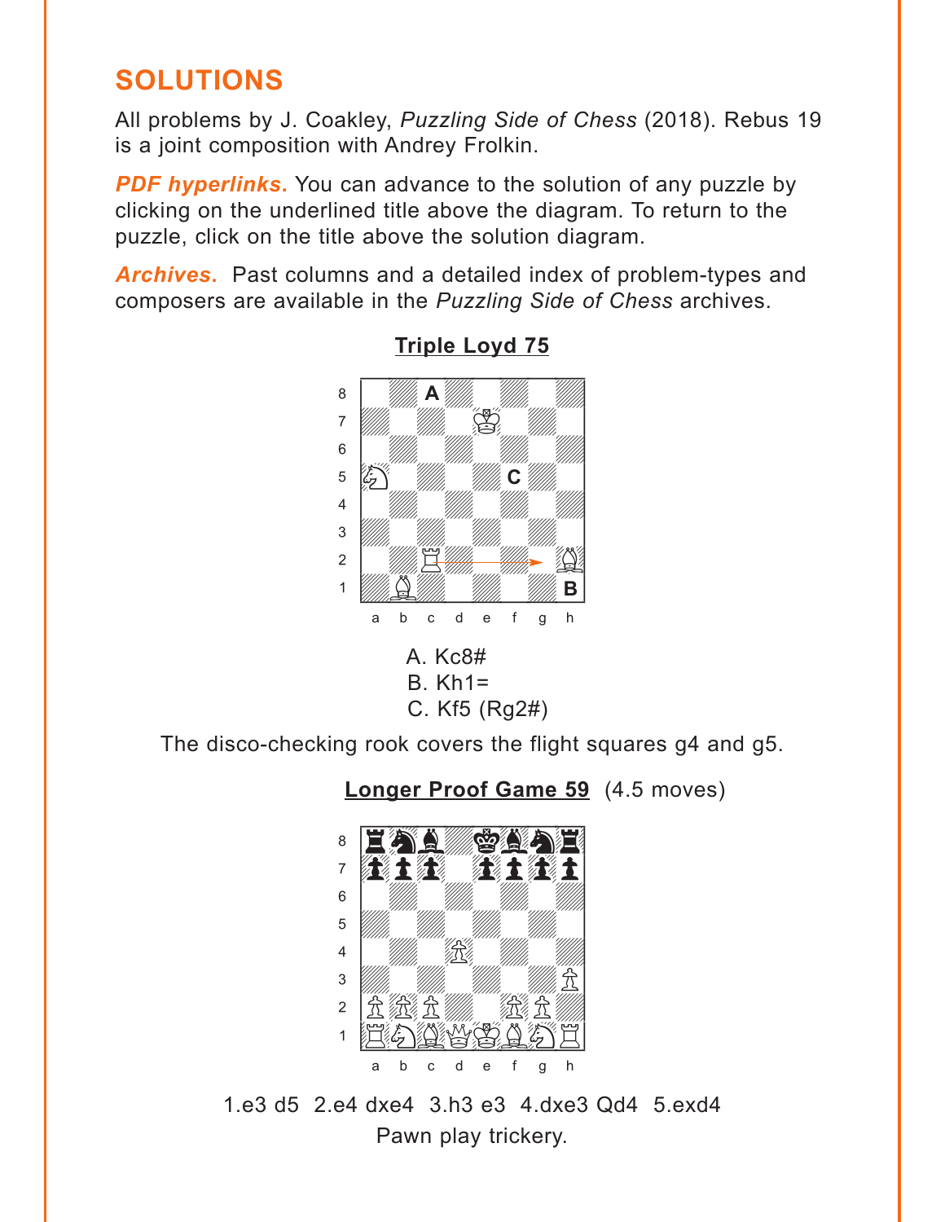## SOLUTIONS

All problems by J. Coakley, *Puzzling Side of Chess* (2018). Rebus 19 is a joint composition with Andrey Frolkin.

***PDF hyperlinks.*** You can advance to the solution of any puzzle by clicking on the underlined title above the diagram. To return to the puzzle, click on the title above the solution diagram.

***Archives.*** Past columns and a detailed index of problem-types and composers are available in the *Puzzling Side of Chess* archives.

### Triple Loyd 75

A. Kc8#
B. Kh1=
C. Kf5 (Rg2#)

The disco-checking rook covers the flight squares g4 and g5.

### Longer Proof Game 59 (4.5 moves)

1.e3 d5 2.e4 dxe4 3.h3 e3 4.dxe3 Qd4 5.exd4
Pawn play trickery.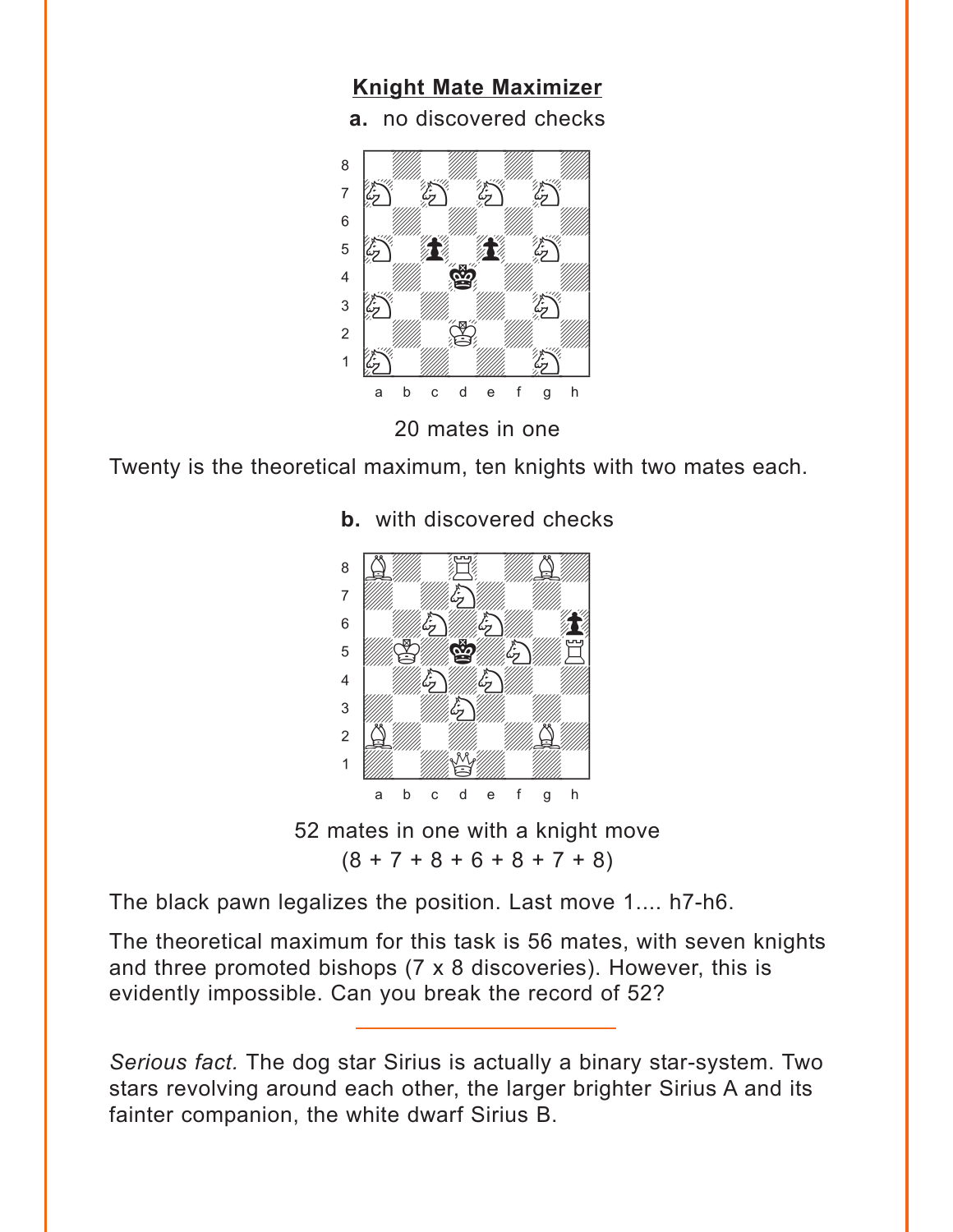## Knight Mate Maximizer

**a.** no discovered checks

20 mates in one

Twenty is the theoretical maximum, ten knights with two mates each.

**b.** with discovered checks

52 mates in one with a knight move
(8 + 7 + 8 + 6 + 8 + 7 + 8)

The black pawn legalizes the position. Last move 1.... h7-h6.

The theoretical maximum for this task is 56 mates, with seven knights and three promoted bishops (7 x 8 discoveries). However, this is evidently impossible. Can you break the record of 52?

---

*Serious fact.* The dog star Sirius is actually a binary star-system. Two stars revolving around each other, the larger brighter Sirius A and its fainter companion, the white dwarf Sirius B.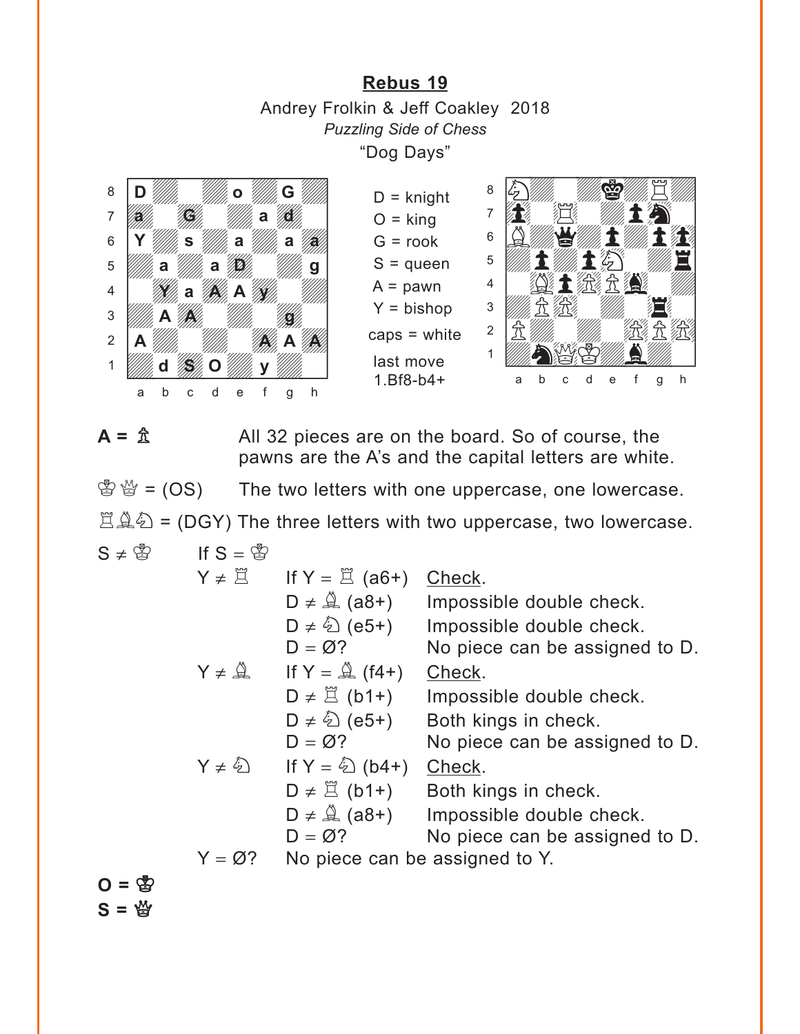## Rebus 19

Andrey Frolkin & Jeff Coakley 2018

*Puzzling Side of Chess*

"Dog Days"

D = knight
O = king
G = rook
S = queen
A = pawn
Y = bishop
caps = white

last move
1.Bf8-b4+

**A = ♙** All 32 pieces are on the board. So of course, the pawns are the A's and the capital letters are white.

♔♕ = (OS) The two letters with one uppercase, one lowercase.

♖♗♘ = (DGY) The three letters with two uppercase, two lowercase.

S ≠ ♔ If S = ♔

- Y ≠ ♖ If Y = ♖ (a6+) Check.
  - D ≠ ♗ (a8+) Impossible double check.
  - D ≠ ♘ (e5+) Impossible double check.
  - D = Ø? No piece can be assigned to D.
- Y ≠ ♗ If Y = ♗ (f4+) Check.
  - D ≠ ♖ (b1+) Impossible double check.
  - D ≠ ♘ (e5+) Both kings in check.
  - D = Ø? No piece can be assigned to D.
- Y ≠ ♘ If Y = ♘ (b4+) Check.
  - D ≠ ♖ (b1+) Both kings in check.
  - D ≠ ♗ (a8+) Impossible double check.
  - D = Ø? No piece can be assigned to D.
- Y = Ø? No piece can be assigned to Y.

**O = ♔**

**S = ♕**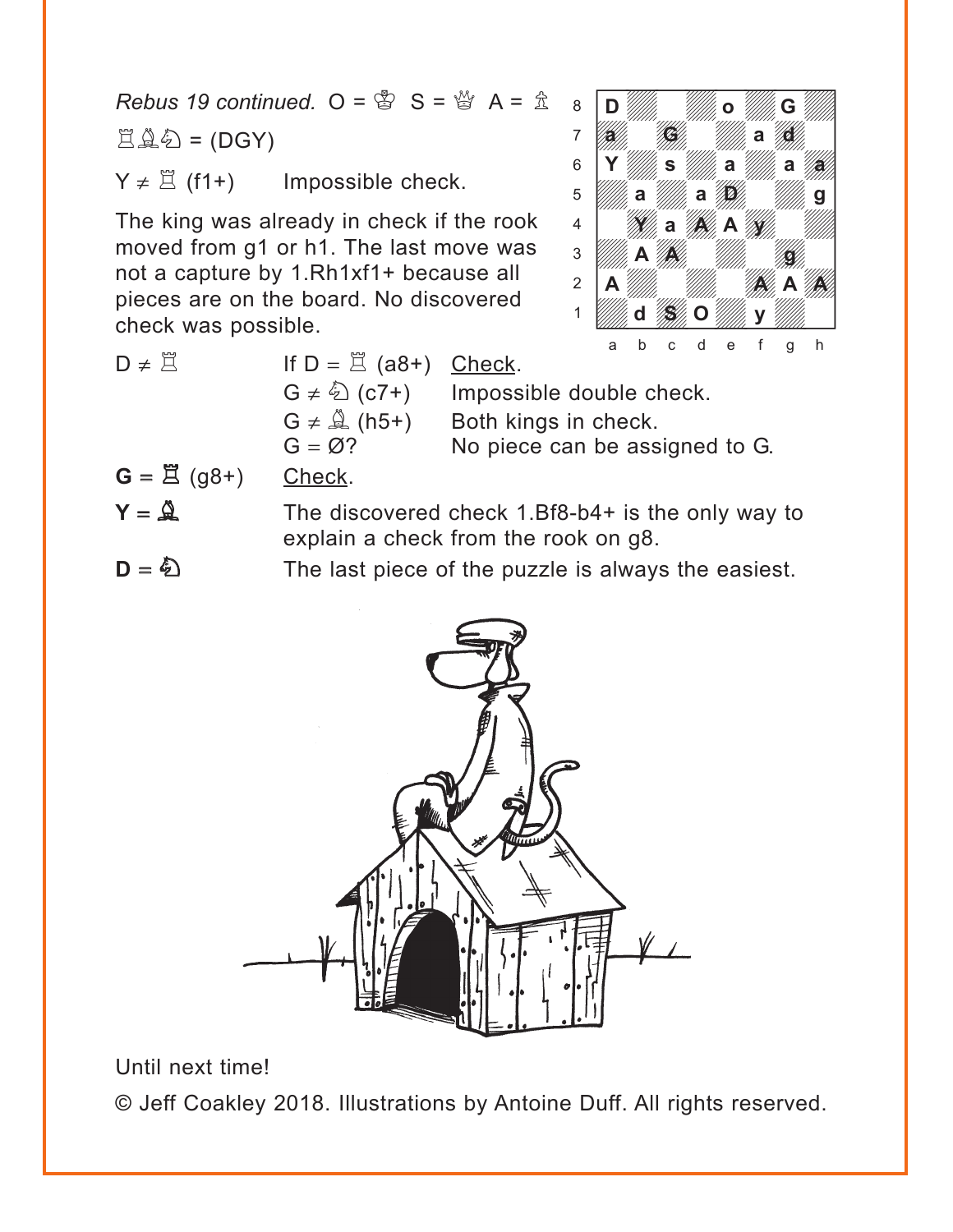*Rebus 19 continued.* O = ♔ S = ♕ A = ♗

♖♗♘ = (DGY)

Y ≠ ♖ (f1+) Impossible check.

The king was already in check if the rook moved from g1 or h1. The last move was not a capture by 1.Rh1xf1+ because all pieces are on the board. No discovered check was possible.

8 D o G
7 a G a d
6 Y s a a a
5 a a D g
4 Y a A A y
3 A A g
2 A A A A
1 d S O y

a b c d e f g h

D ≠ ♖ If D = ♖ (a8+) Check.

G ≠ ♘ (c7+) Impossible double check.

G ≠ ♗ (h5+) Both kings in check.

G = Ø? No piece can be assigned to G.

**G** = ♖ (g8+) Check.

**Y** = ♗ The discovered check 1.Bf8-b4+ is the only way to explain a check from the rook on g8.

**D** = ♘ The last piece of the puzzle is always the easiest.

Until next time!

© Jeff Coakley 2018. Illustrations by Antoine Duff. All rights reserved.